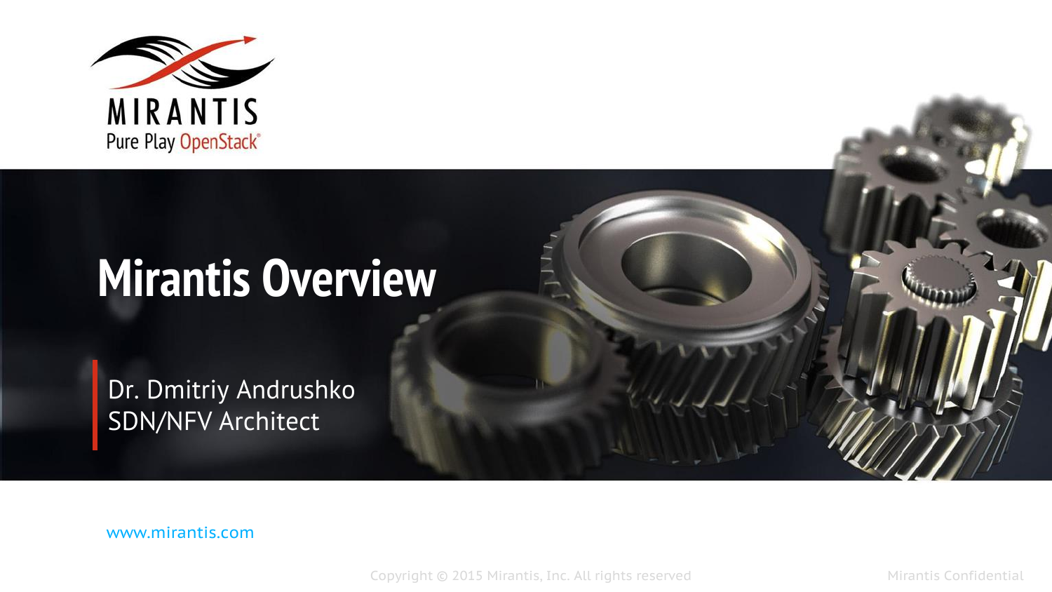MIRANTIS

Pure Play OpenStack®

# Mirantis Overview

Dr. Dmitriy Andrushko
SDN/NFV Architect

www.mirantis.com

Copyright © 2015 Mirantis, Inc. All rights reserved

Mirantis Confidential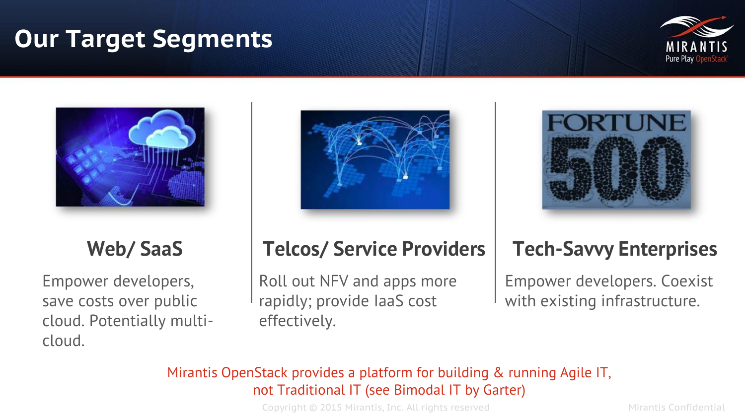# Our Target Segments

### Web/ SaaS

Empower developers, save costs over public cloud. Potentially multi-cloud.

### Telcos/ Service Providers

Roll out NFV and apps more rapidly; provide IaaS cost effectively.

### Tech-Savvy Enterprises

Empower developers. Coexist with existing infrastructure.

Mirantis OpenStack provides a platform for building & running Agile IT, not Traditional IT (see Bimodal IT by Garter)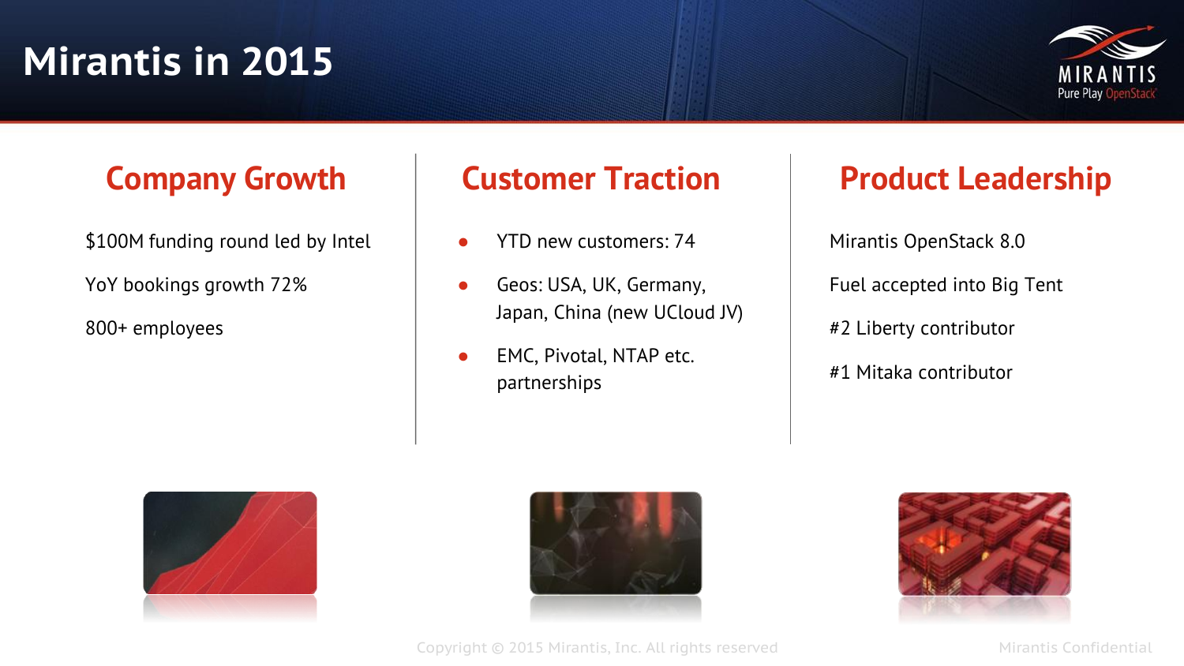# Mirantis in 2015

## Company Growth

$100M funding round led by Intel

YoY bookings growth 72%

800+ employees

## Customer Traction

- YTD new customers: 74
- Geos: USA, UK, Germany, Japan, China (new UCloud JV)
- EMC, Pivotal, NTAP etc. partnerships

## Product Leadership

Mirantis OpenStack 8.0

Fuel accepted into Big Tent

#2 Liberty contributor

#1 Mitaka contributor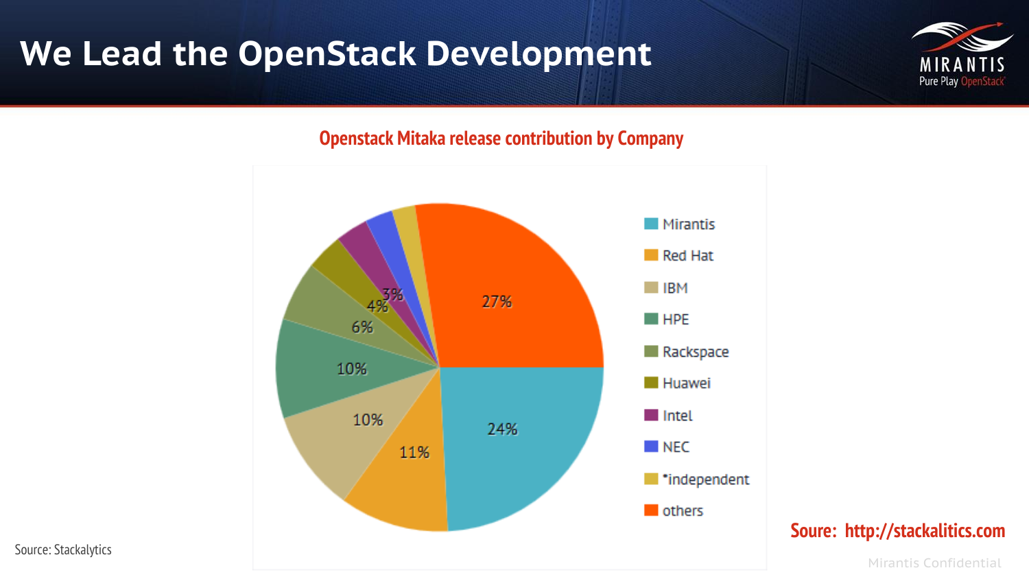# We Lead the OpenStack Development

## Openstack Mitaka release contribution by Company

| Company | Contribution |
|---|---|
| Mirantis | 24% |
| Red Hat | 11% |
| IBM | 10% |
| HPE | 10% |
| Rackspace | 6% |
| Huawei | 4% |
| Intel | 3% |
| NEC | |
| *independent | |
| others | 27% |

Source: Stackalytics

**Soure: http://stackalitics.com**

Mirantis Confidential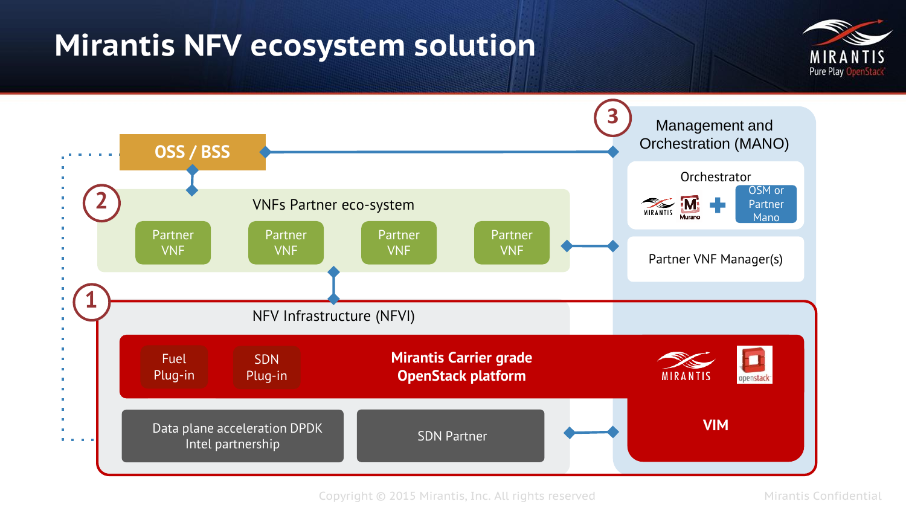# Mirantis NFV ecosystem solution

OSS / BSS

**2** VNFs Partner eco-system

- Partner VNF
- Partner VNF
- Partner VNF
- Partner VNF

**3** Management and Orchestration (MANO)

Orchestrator

MIRANTIS Murano + OSM or Partner Mano

Partner VNF Manager(s)

**1** NFV Infrastructure (NFVI)

- Fuel Plug-in
- SDN Plug-in

**Mirantis Carrier grade OpenStack platform**

MIRANTIS openstack

**VIM**

- Data plane acceleration DPDK Intel partnership
- SDN Partner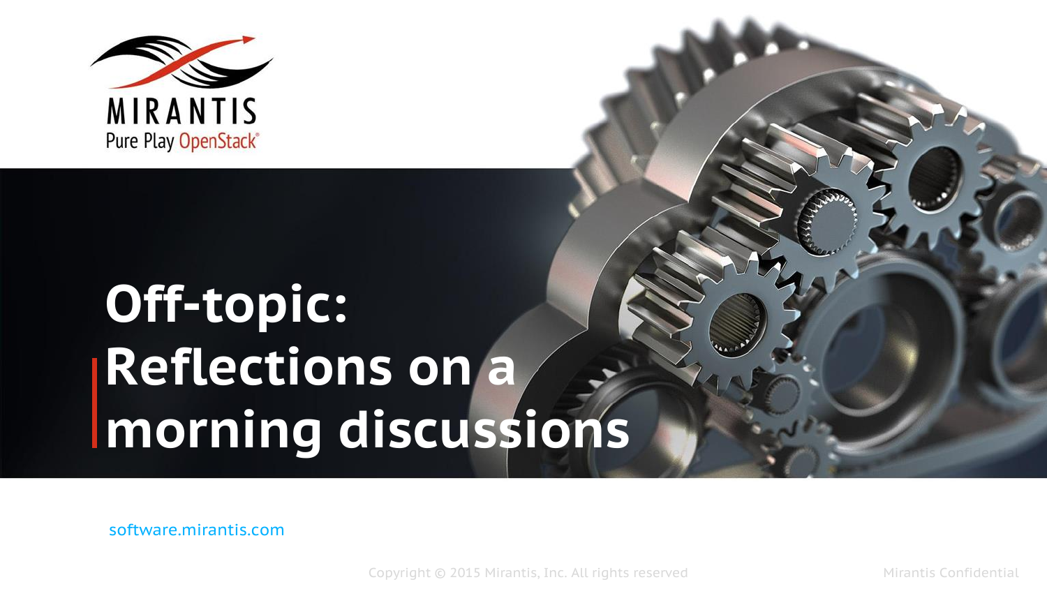# Off-topic: Reflections on a morning discussions

software.mirantis.com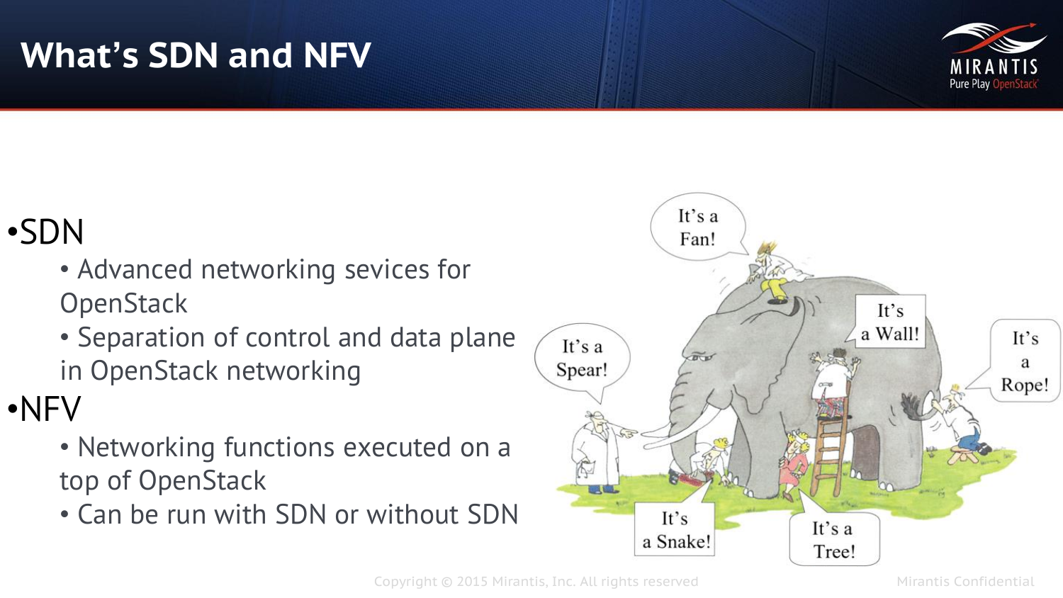# What's SDN and NFV

- SDN
  - Advanced networking sevices for OpenStack
  - Separation of control and data plane in OpenStack networking
- NFV
  - Networking functions executed on a top of OpenStack
  - Can be run with SDN or without SDN